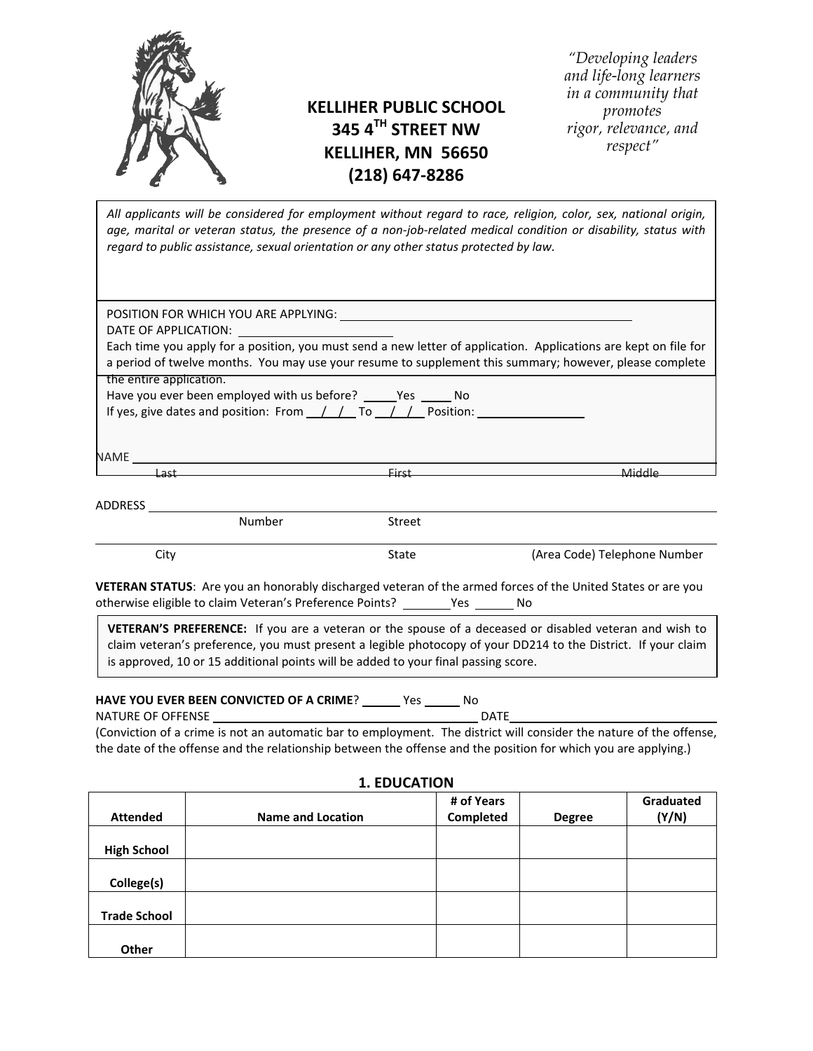# KELLIHER PUBLIC SCHOOL
**345 4TH STREET NW**
**KELLIHER, MN 56650**
**(218) 647-8286**

*"Developing leaders and life-long learners in a community that promotes rigor, relevance, and respect"*

*All applicants will be considered for employment without regard to race, religion, color, sex, national origin, age, marital or veteran status, the presence of a non-job-related medical condition or disability, status with regard to public assistance, sexual orientation or any other status protected by law.*

POSITION FOR WHICH YOU ARE APPLYING: ____________________

DATE OF APPLICATION: ____________________

Each time you apply for a position, you must send a new letter of application. Applications are kept on file for a period of twelve months. You may use your resume to supplement this summary; however, please complete the entire application.

Have you ever been employed with us before? _____ Yes _____ No

If yes, give dates and position: From ___/___/___ To ___/___/___ Position: ____________

NAME ____________________________________________
Last First Middle

ADDRESS ____________________________________________
Number Street

____________________________________________
City State (Area Code) Telephone Number

**VETERAN STATUS**: Are you an honorably discharged veteran of the armed forces of the United States or are you otherwise eligible to claim Veteran's Preference Points? ______ Yes ______ No

**VETERAN'S PREFERENCE:** If you are a veteran or the spouse of a deceased or disabled veteran and wish to claim veteran's preference, you must present a legible photocopy of your DD214 to the District. If your claim is approved, 10 or 15 additional points will be added to your final passing score.

**HAVE YOU EVER BEEN CONVICTED OF A CRIME**? ______ Yes ______ No

NATURE OF OFFENSE ______________________________ DATE ______________________

(Conviction of a crime is not an automatic bar to employment. The district will consider the nature of the offense, the date of the offense and the relationship between the offense and the position for which you are applying.)

## 1. EDUCATION

| Attended | Name and Location | # of Years Completed | Degree | Graduated (Y/N) |
|---|---|---|---|---|
| High School | | | | |
| College(s) | | | | |
| Trade School | | | | |
| Other | | | | |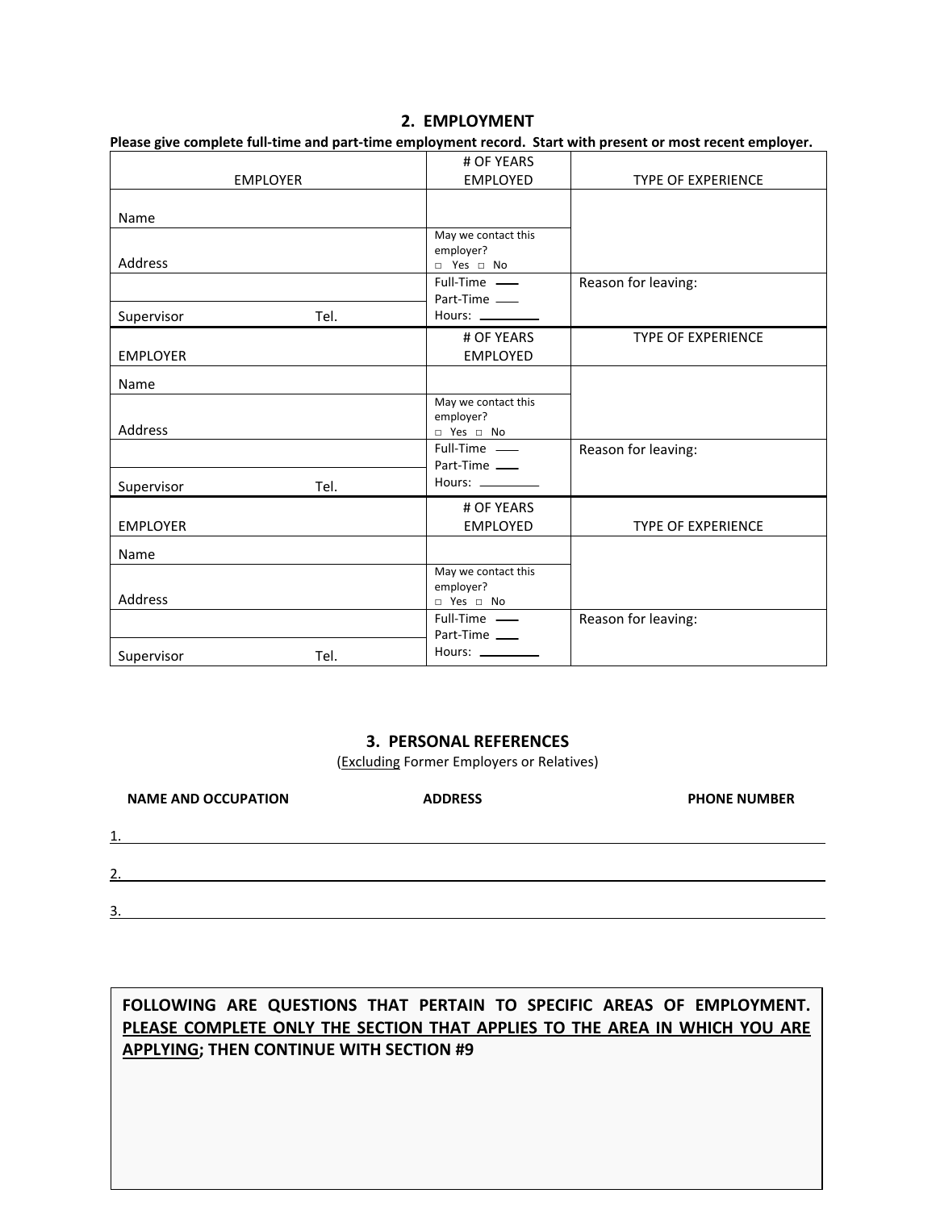## 2. EMPLOYMENT

**Please give complete full-time and part-time employment record. Start with present or most recent employer.**

| EMPLOYER | # OF YEARS EMPLOYED | TYPE OF EXPERIENCE |
|---|---|---|
| Name | | |
| Address | May we contact this employer? □ Yes □ No | |
| | Full-Time ___ Part-Time ___ Hours: ______ | Reason for leaving: |
| Supervisor Tel. | | |
| EMPLOYER | # OF YEARS EMPLOYED | TYPE OF EXPERIENCE |
| Name | | |
| Address | May we contact this employer? □ Yes □ No | |
| | Full-Time ___ Part-Time ___ Hours: ______ | Reason for leaving: |
| Supervisor Tel. | | |
| EMPLOYER | # OF YEARS EMPLOYED | TYPE OF EXPERIENCE |
| Name | | |
| Address | May we contact this employer? □ Yes □ No | |
| | Full-Time ___ Part-Time ___ Hours: ______ | Reason for leaving: |
| Supervisor Tel. | | |

## 3. PERSONAL REFERENCES

(Excluding Former Employers or Relatives)

| NAME AND OCCUPATION | ADDRESS | PHONE NUMBER |
|---|---|---|
| 1. | | |
| 2. | | |
| 3. | | |

**FOLLOWING ARE QUESTIONS THAT PERTAIN TO SPECIFIC AREAS OF EMPLOYMENT. PLEASE COMPLETE ONLY THE SECTION THAT APPLIES TO THE AREA IN WHICH YOU ARE APPLYING; THEN CONTINUE WITH SECTION #9**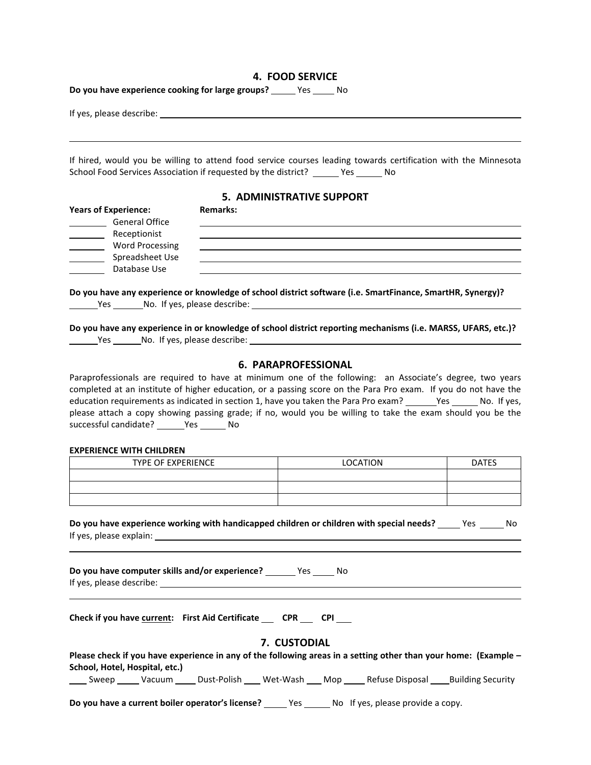## 4. FOOD SERVICE

**Do you have experience cooking for large groups?** _____ Yes _____ No

If yes, please describe: ____________________________________________________________

____________________________________________________________

If hired, would you be willing to attend food service courses leading towards certification with the Minnesota School Food Services Association if requested by the district? ______ Yes ______ No

## 5. ADMINISTRATIVE SUPPORT

| **Years of Experience:** | | **Remarks:** |
|---|---|---|
| ________ | General Office | ____________________ |
| ________ | Receptionist | ____________________ |
| ________ | Word Processing | ____________________ |
| ________ | Spreadsheet Use | ____________________ |
| ________ | Database Use | ____________________ |

**Do you have any experience or knowledge of school district software (i.e. SmartFinance, SmartHR, Synergy)?**
______Yes ______No. If yes, please describe: ____________________________________________

**Do you have any experience in or knowledge of school district reporting mechanisms (i.e. MARSS, UFARS, etc.)?**
______Yes ______No. If yes, please describe: ____________________________________________

## 6. PARAPROFESSIONAL

Paraprofessionals are required to have at minimum one of the following: an Associate's degree, two years completed at an institute of higher education, or a passing score on the Para Pro exam. If you do not have the education requirements as indicated in section 1, have you taken the Para Pro exam? ______Yes ______ No. If yes, please attach a copy showing passing grade; if no, would you be willing to take the exam should you be the successful candidate? ______Yes ______ No

**EXPERIENCE WITH CHILDREN**

| TYPE OF EXPERIENCE | LOCATION | DATES |
|---|---|---|
| | | |
| | | |
| | | |

**Do you have experience working with handicapped children or children with special needs?** _____ Yes _____ No
If yes, please explain: ____________________________________________________________

____________________________________________________________

**Do you have computer skills and/or experience?** ______ Yes _____ No
If yes, please describe: ____________________________________________________________

____________________________________________________________

**Check if you have <u>current</u>: First Aid Certificate ___ CPR ___ CPI ___**

## 7. CUSTODIAL

**Please check if you have experience in any of the following areas in a setting other than your home: (Example – School, Hotel, Hospital, etc.)**

____ Sweep _____ Vacuum _____ Dust-Polish ____ Wet-Wash ___ Mop _____ Refuse Disposal ____Building Security

**Do you have a current boiler operator's license?** _____ Yes ______ No If yes, please provide a copy.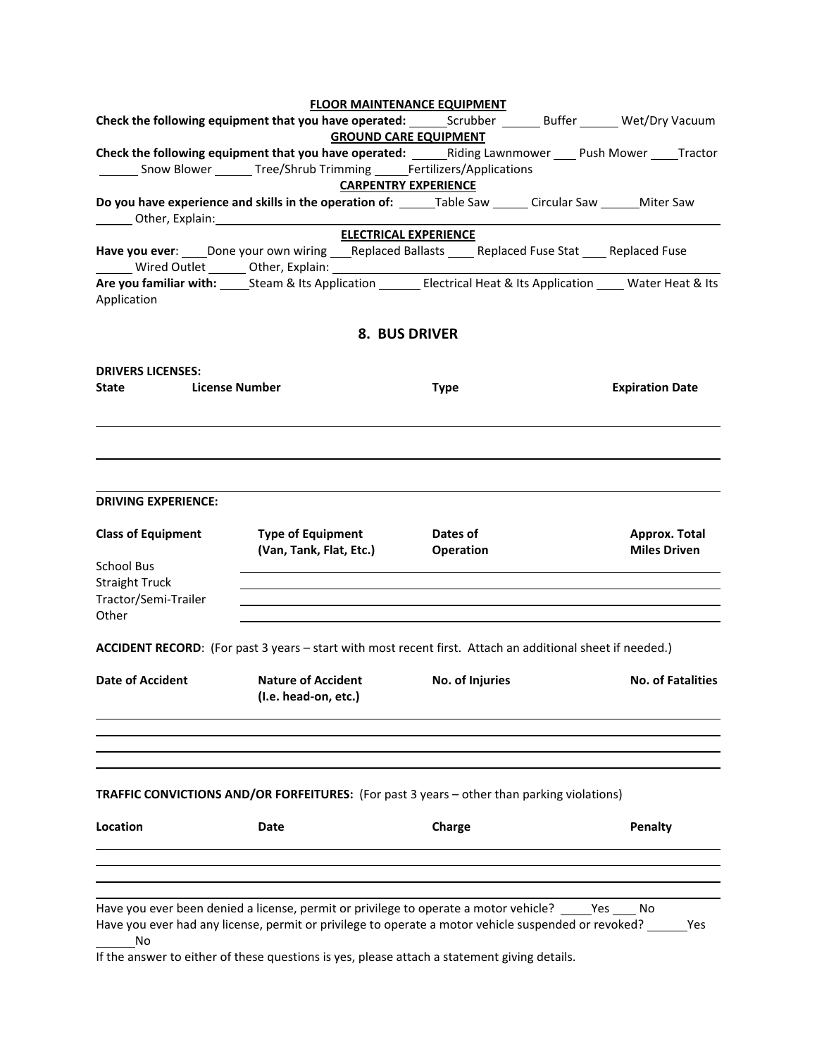**FLOOR MAINTENANCE EQUIPMENT**

**Check the following equipment that you have operated:** ______Scrubber ______ Buffer ______ Wet/Dry Vacuum

**GROUND CARE EQUIPMENT**

**Check the following equipment that you have operated:** _____Riding Lawnmower ____ Push Mower ____Tractor ______ Snow Blower ______ Tree/Shrub Trimming _____Fertilizers/Applications

**CARPENTRY EXPERIENCE**

**Do you have experience and skills in the operation of:** _____Table Saw _____ Circular Saw ______Miter Saw ______ Other, Explain: ____________________________________________

**ELECTRICAL EXPERIENCE**

**Have you ever**: ____Done your own wiring ___Replaced Ballasts ____ Replaced Fuse Stat ____ Replaced Fuse ______ Wired Outlet ______ Other, Explain: ____________________________________________

**Are you familiar with:** _____Steam & Its Application ______ Electrical Heat & Its Application ____ Water Heat & Its Application

## 8. BUS DRIVER

**DRIVERS LICENSES:**

| State | License Number | Type | Expiration Date |
|---|---|---|---|
| | | | |
| | | | |
| | | | |

**DRIVING EXPERIENCE:**

| Class of Equipment | Type of Equipment (Van, Tank, Flat, Etc.) | Dates of Operation | Approx. Total Miles Driven |
|---|---|---|---|
| School Bus | | | |
| Straight Truck | | | |
| Tractor/Semi-Trailer | | | |
| Other | | | |

**ACCIDENT RECORD**: (For past 3 years – start with most recent first. Attach an additional sheet if needed.)

| Date of Accident | Nature of Accident (I.e. head-on, etc.) | No. of Injuries | No. of Fatalities |
|---|---|---|---|
| | | | |
| | | | |
| | | | |
| | | | |

**TRAFFIC CONVICTIONS AND/OR FORFEITURES:** (For past 3 years – other than parking violations)

| Location | Date | Charge | Penalty |
|---|---|---|---|
| | | | |
| | | | |
| | | | |
| | | | |

Have you ever been denied a license, permit or privilege to operate a motor vehicle? _____Yes ____ No

Have you ever had any license, permit or privilege to operate a motor vehicle suspended or revoked? ______Yes ______No

If the answer to either of these questions is yes, please attach a statement giving details.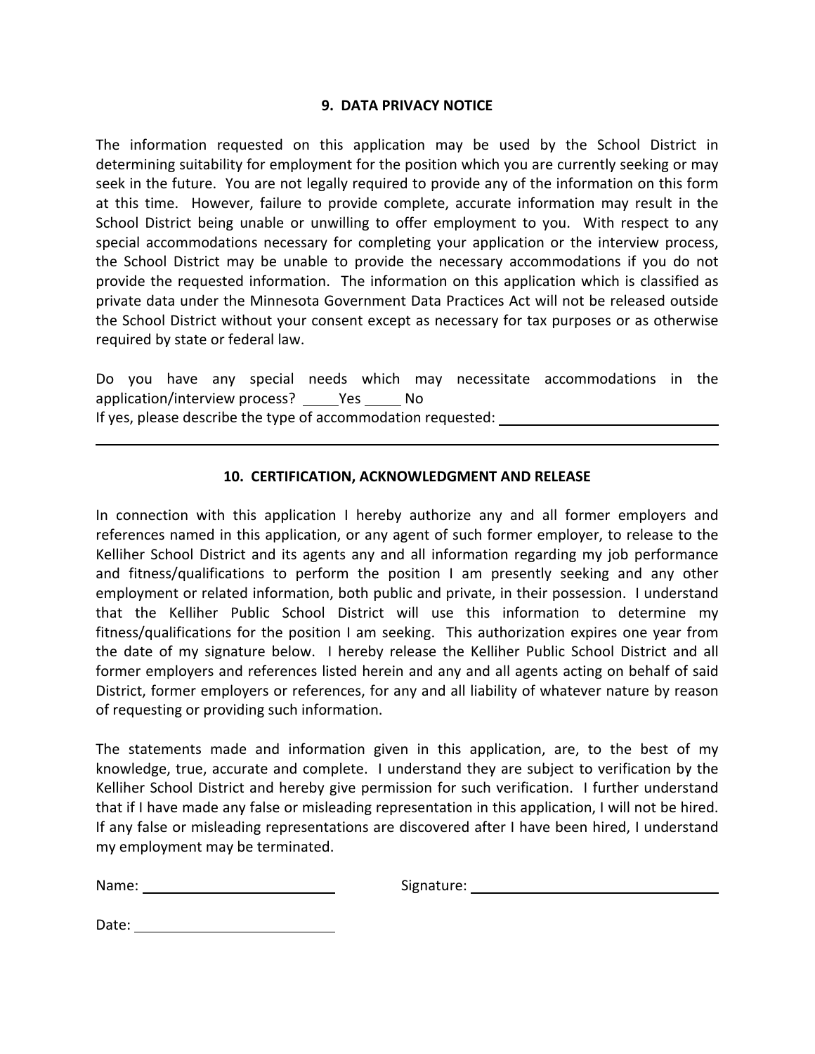## 9. DATA PRIVACY NOTICE

The information requested on this application may be used by the School District in determining suitability for employment for the position which you are currently seeking or may seek in the future. You are not legally required to provide any of the information on this form at this time. However, failure to provide complete, accurate information may result in the School District being unable or unwilling to offer employment to you. With respect to any special accommodations necessary for completing your application or the interview process, the School District may be unable to provide the necessary accommodations if you do not provide the requested information. The information on this application which is classified as private data under the Minnesota Government Data Practices Act will not be released outside the School District without your consent except as necessary for tax purposes or as otherwise required by state or federal law.

Do you have any special needs which may necessitate accommodations in the application/interview process? _____ Yes _____ No

If yes, please describe the type of accommodation requested: ____________________________

______________________________________________________________________________

## 10. CERTIFICATION, ACKNOWLEDGMENT AND RELEASE

In connection with this application I hereby authorize any and all former employers and references named in this application, or any agent of such former employer, to release to the Kelliher School District and its agents any and all information regarding my job performance and fitness/qualifications to perform the position I am presently seeking and any other employment or related information, both public and private, in their possession. I understand that the Kelliher Public School District will use this information to determine my fitness/qualifications for the position I am seeking. This authorization expires one year from the date of my signature below. I hereby release the Kelliher Public School District and all former employers and references listed herein and any and all agents acting on behalf of said District, former employers or references, for any and all liability of whatever nature by reason of requesting or providing such information.

The statements made and information given in this application, are, to the best of my knowledge, true, accurate and complete. I understand they are subject to verification by the Kelliher School District and hereby give permission for such verification. I further understand that if I have made any false or misleading representation in this application, I will not be hired. If any false or misleading representations are discovered after I have been hired, I understand my employment may be terminated.

Name: ________________________ Signature: ________________________________

Date: ________________________